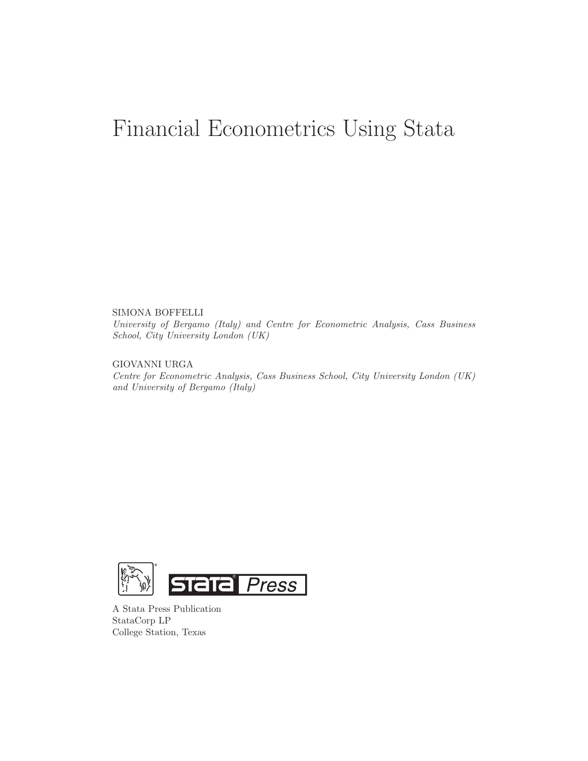# Financial Econometrics Using Stata

SIMONA BOFFELLI

*University of Bergamo (Italy) and Centre for Econometric Analysis, Cass Business School, City University London (UK)*

GIOVANNI URGA

*Centre for Econometric Analysis, Cass Business School, City University London (UK) and University of Bergamo (Italy)*

A Stata Press Publication
StataCorp LP
College Station, Texas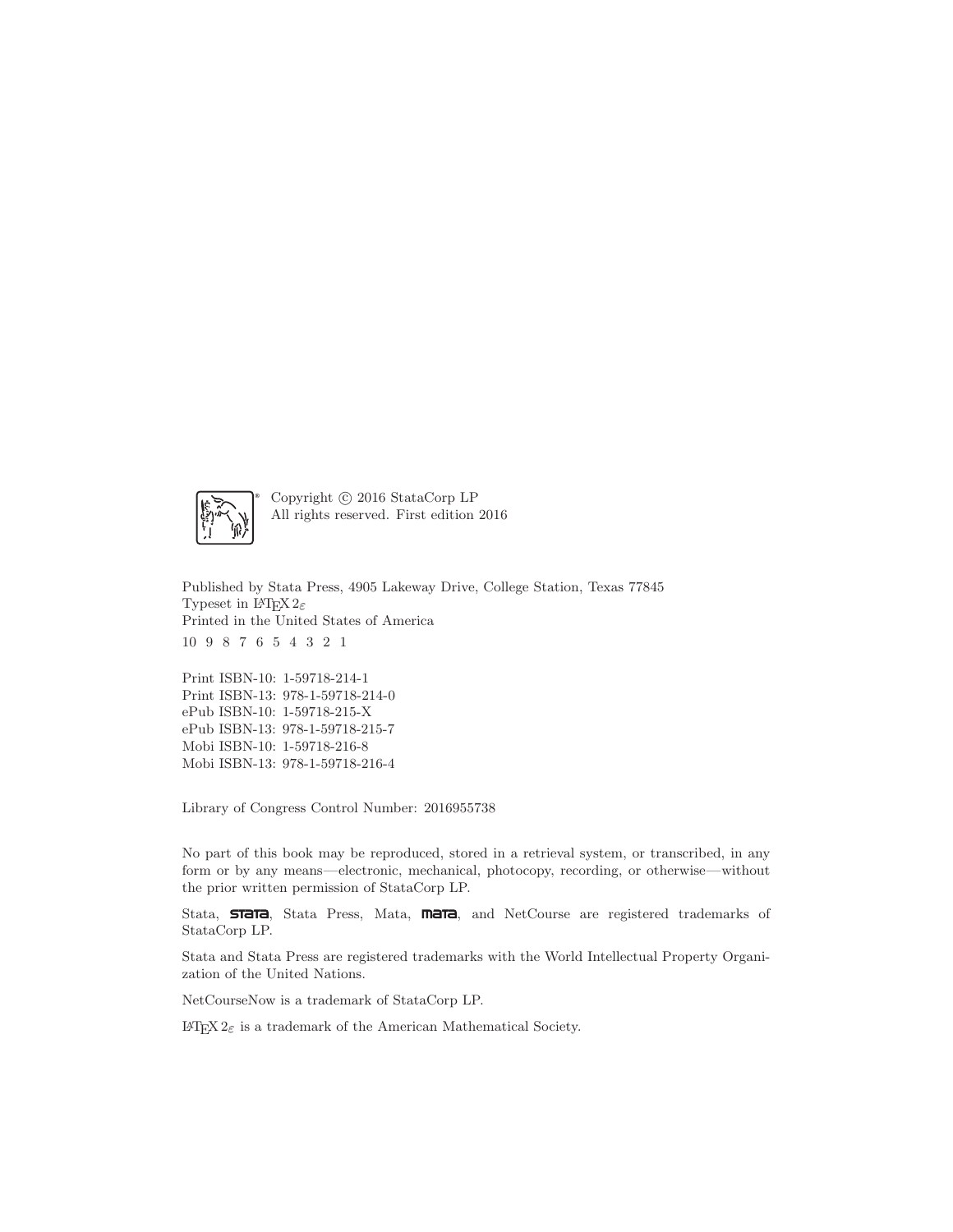Copyright © 2016 StataCorp LP
All rights reserved. First edition 2016

Published by Stata Press, 4905 Lakeway Drive, College Station, Texas 77845
Typeset in LaTeX $2_\varepsilon$
Printed in the United States of America

10 9 8 7 6 5 4 3 2 1

Print ISBN-10: 1-59718-214-1
Print ISBN-13: 978-1-59718-214-0
ePub ISBN-10: 1-59718-215-X
ePub ISBN-13: 978-1-59718-215-7
Mobi ISBN-10: 1-59718-216-8
Mobi ISBN-13: 978-1-59718-216-4

Library of Congress Control Number: 2016955738

No part of this book may be reproduced, stored in a retrieval system, or transcribed, in any form or by any means—electronic, mechanical, photocopy, recording, or otherwise—without the prior written permission of StataCorp LP.

Stata, **stata**, Stata Press, Mata, **mata**, and NetCourse are registered trademarks of StataCorp LP.

Stata and Stata Press are registered trademarks with the World Intellectual Property Organization of the United Nations.

NetCourseNow is a trademark of StataCorp LP.

LaTeX $2_\varepsilon$ is a trademark of the American Mathematical Society.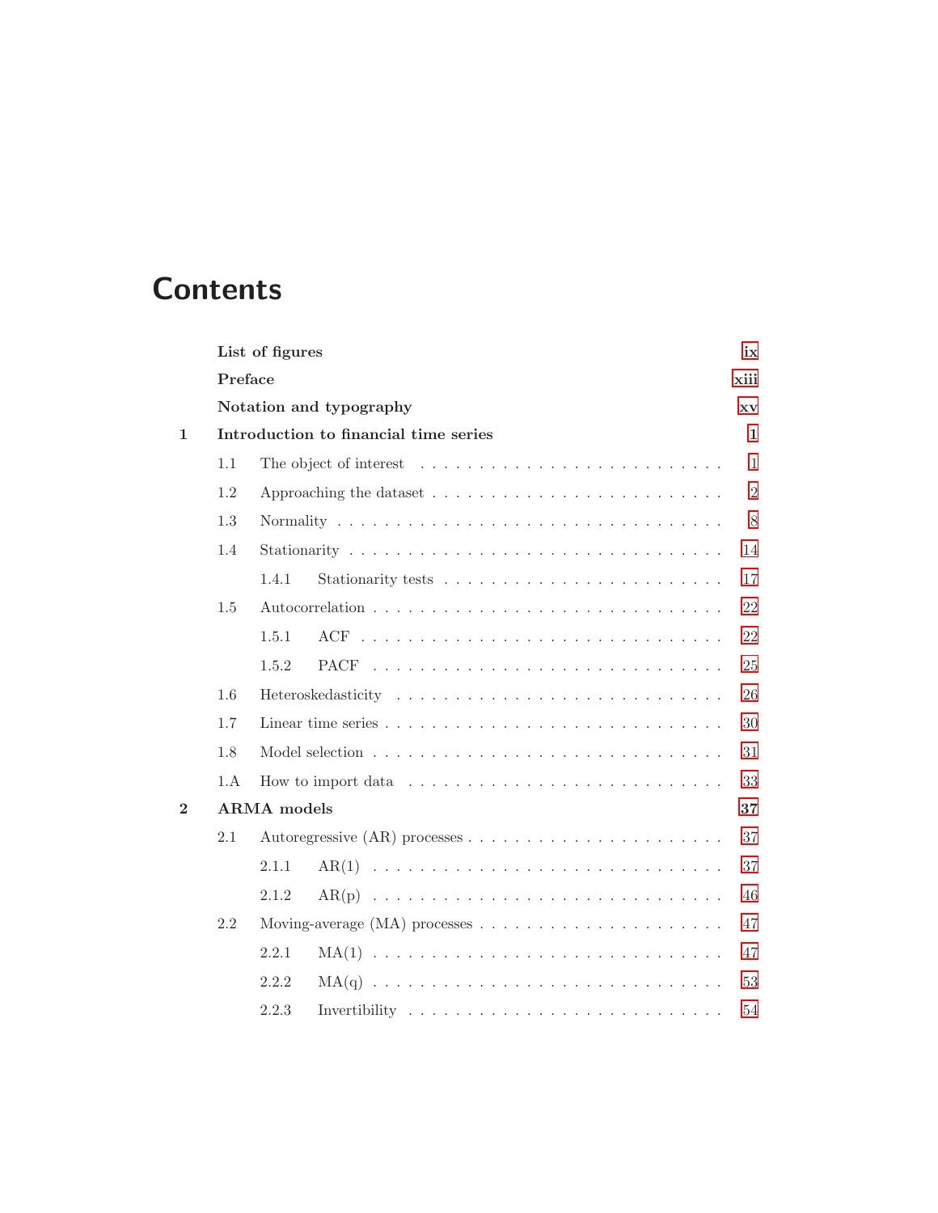# Contents

| | | |
|---|---|---|
| | **List of figures** | **ix** |
| | **Preface** | **xiii** |
| | **Notation and typography** | **xv** |
| **1** | **Introduction to financial time series** | **1** |
| | 1.1 The object of interest | 1 |
| | 1.2 Approaching the dataset | 2 |
| | 1.3 Normality | 8 |
| | 1.4 Stationarity | 14 |
| | 1.4.1 Stationarity tests | 17 |
| | 1.5 Autocorrelation | 22 |
| | 1.5.1 ACF | 22 |
| | 1.5.2 PACF | 25 |
| | 1.6 Heteroskedasticity | 26 |
| | 1.7 Linear time series | 30 |
| | 1.8 Model selection | 31 |
| | 1.A How to import data | 33 |
| **2** | **ARMA models** | **37** |
| | 2.1 Autoregressive (AR) processes | 37 |
| | 2.1.1 AR(1) | 37 |
| | 2.1.2 AR(p) | 46 |
| | 2.2 Moving-average (MA) processes | 47 |
| | 2.2.1 MA(1) | 47 |
| | 2.2.2 MA(q) | 53 |
| | 2.2.3 Invertibility | 54 |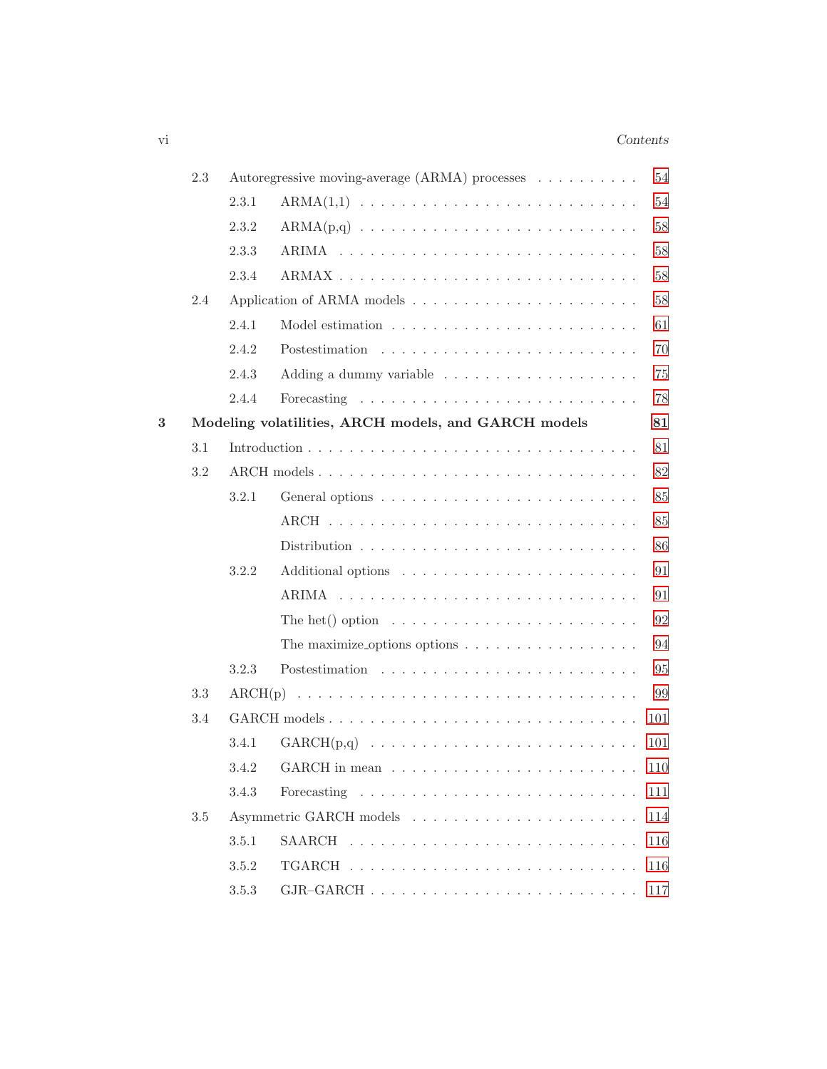| | | | |
|---|---|---|---|
| | 2.3 | Autoregressive moving-average (ARMA) processes | 54 |
| | | 2.3.1 ARMA(1,1) | 54 |
| | | 2.3.2 ARMA(p,q) | 58 |
| | | 2.3.3 ARIMA | 58 |
| | | 2.3.4 ARMAX | 58 |
| | 2.4 | Application of ARMA models | 58 |
| | | 2.4.1 Model estimation | 61 |
| | | 2.4.2 Postestimation | 70 |
| | | 2.4.3 Adding a dummy variable | 75 |
| | | 2.4.4 Forecasting | 78 |
| **3** | **Modeling volatilities, ARCH models, and GARCH models** | | **81** |
| | 3.1 | Introduction | 81 |
| | 3.2 | ARCH models | 82 |
| | | 3.2.1 General options | 85 |
| | | ARCH | 85 |
| | | Distribution | 86 |
| | | 3.2.2 Additional options | 91 |
| | | ARIMA | 91 |
| | | The het() option | 92 |
| | | The maximize_options options | 94 |
| | | 3.2.3 Postestimation | 95 |
| | 3.3 | ARCH(p) | 99 |
| | 3.4 | GARCH models | 101 |
| | | 3.4.1 GARCH(p,q) | 101 |
| | | 3.4.2 GARCH in mean | 110 |
| | | 3.4.3 Forecasting | 111 |
| | 3.5 | Asymmetric GARCH models | 114 |
| | | 3.5.1 SAARCH | 116 |
| | | 3.5.2 TGARCH | 116 |
| | | 3.5.3 GJR–GARCH | 117 |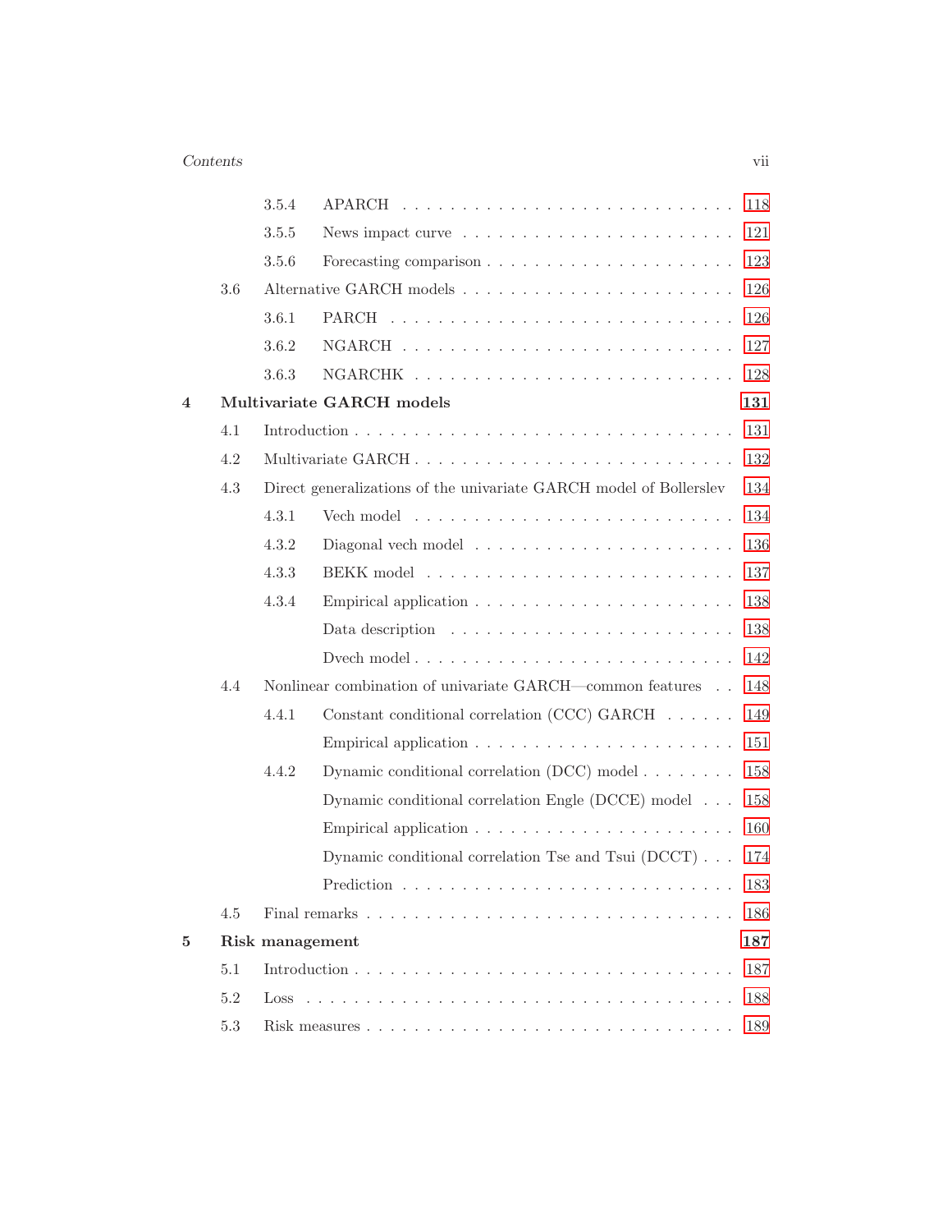| | | | |
|---|---|---|---|
| | 3.5.4 | APARCH | 118 |
| | 3.5.5 | News impact curve | 121 |
| | 3.5.6 | Forecasting comparison | 123 |
| 3.6 | | Alternative GARCH models | 126 |
| | 3.6.1 | PARCH | 126 |
| | 3.6.2 | NGARCH | 127 |
| | 3.6.3 | NGARCHK | 128 |

**4 Multivariate GARCH models** **131**

| | | | |
|---|---|---|---|
| 4.1 | | Introduction | 131 |
| 4.2 | | Multivariate GARCH | 132 |
| 4.3 | | Direct generalizations of the univariate GARCH model of Bollerslev | 134 |
| | 4.3.1 | Vech model | 134 |
| | 4.3.2 | Diagonal vech model | 136 |
| | 4.3.3 | BEKK model | 137 |
| | 4.3.4 | Empirical application | 138 |
| | | Data description | 138 |
| | | Dvech model | 142 |
| 4.4 | | Nonlinear combination of univariate GARCH—common features | 148 |
| | 4.4.1 | Constant conditional correlation (CCC) GARCH | 149 |
| | | Empirical application | 151 |
| | 4.4.2 | Dynamic conditional correlation (DCC) model | 158 |
| | | Dynamic conditional correlation Engle (DCCE) model | 158 |
| | | Empirical application | 160 |
| | | Dynamic conditional correlation Tse and Tsui (DCCT) | 174 |
| | | Prediction | 183 |
| 4.5 | | Final remarks | 186 |

**5 Risk management** **187**

| | | |
|---|---|---|
| 5.1 | Introduction | 187 |
| 5.2 | Loss | 188 |
| 5.3 | Risk measures | 189 |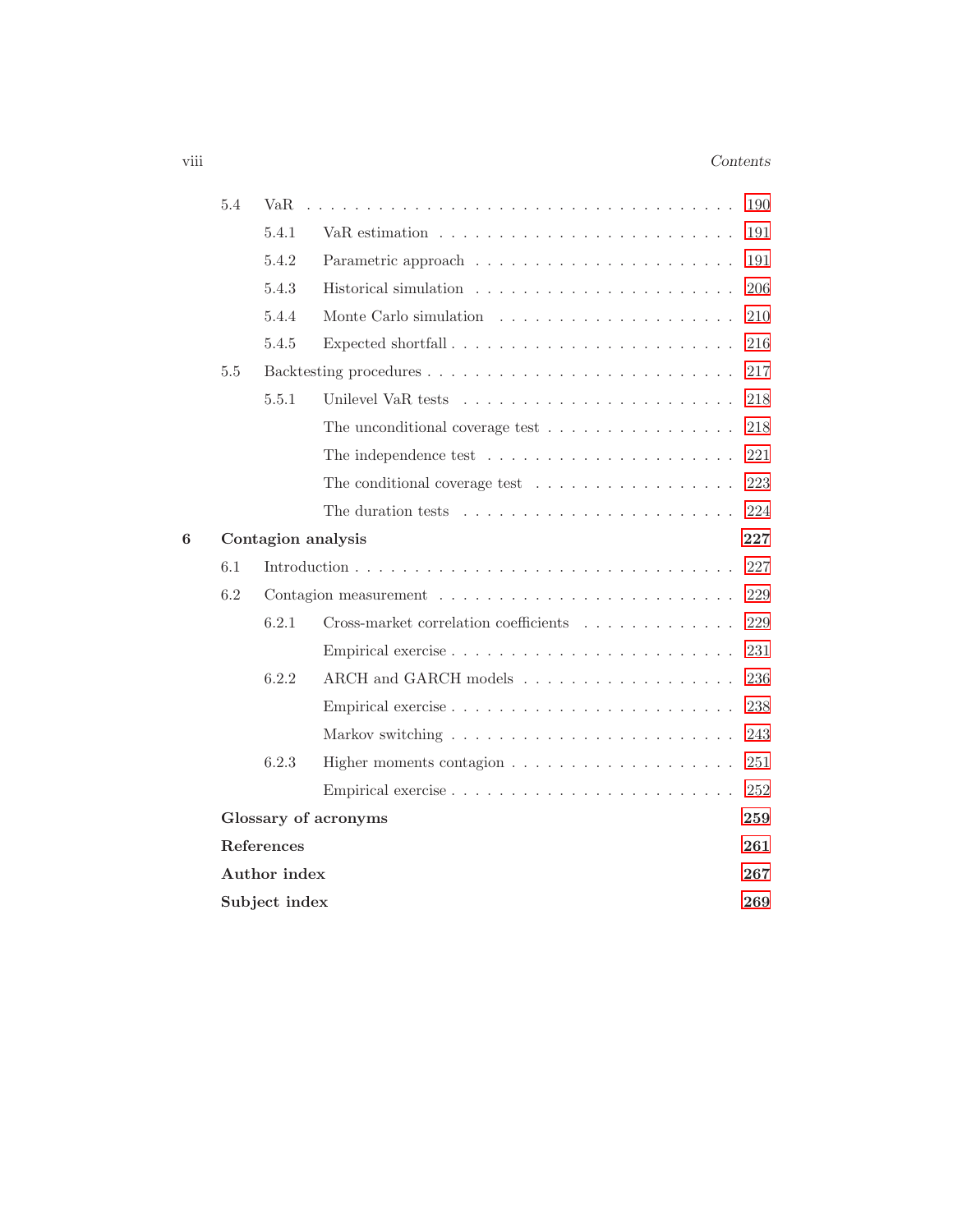- 5.4 VaR . . . . . . . . . . 190
  - 5.4.1 VaR estimation . . . . . . . . . . 191
  - 5.4.2 Parametric approach . . . . . . . . . . 191
  - 5.4.3 Historical simulation . . . . . . . . . . 206
  - 5.4.4 Monte Carlo simulation . . . . . . . . . . 210
  - 5.4.5 Expected shortfall . . . . . . . . . . 216
- 5.5 Backtesting procedures . . . . . . . . . . 217
  - 5.5.1 Unilevel VaR tests . . . . . . . . . . 218
    - The unconditional coverage test . . . . . . . . . . 218
    - The independence test . . . . . . . . . . 221
    - The conditional coverage test . . . . . . . . . . 223
    - The duration tests . . . . . . . . . . 224

**6 Contagion analysis** **227**

- 6.1 Introduction . . . . . . . . . . 227
- 6.2 Contagion measurement . . . . . . . . . . 229
  - 6.2.1 Cross-market correlation coefficients . . . . . . . . . . 229
    - Empirical exercise . . . . . . . . . . 231
  - 6.2.2 ARCH and GARCH models . . . . . . . . . . 236
    - Empirical exercise . . . . . . . . . . 238
    - Markov switching . . . . . . . . . . 243
  - 6.2.3 Higher moments contagion . . . . . . . . . . 251
    - Empirical exercise . . . . . . . . . . 252

**Glossary of acronyms** **259**

**References** **261**

**Author index** **267**

**Subject index** **269**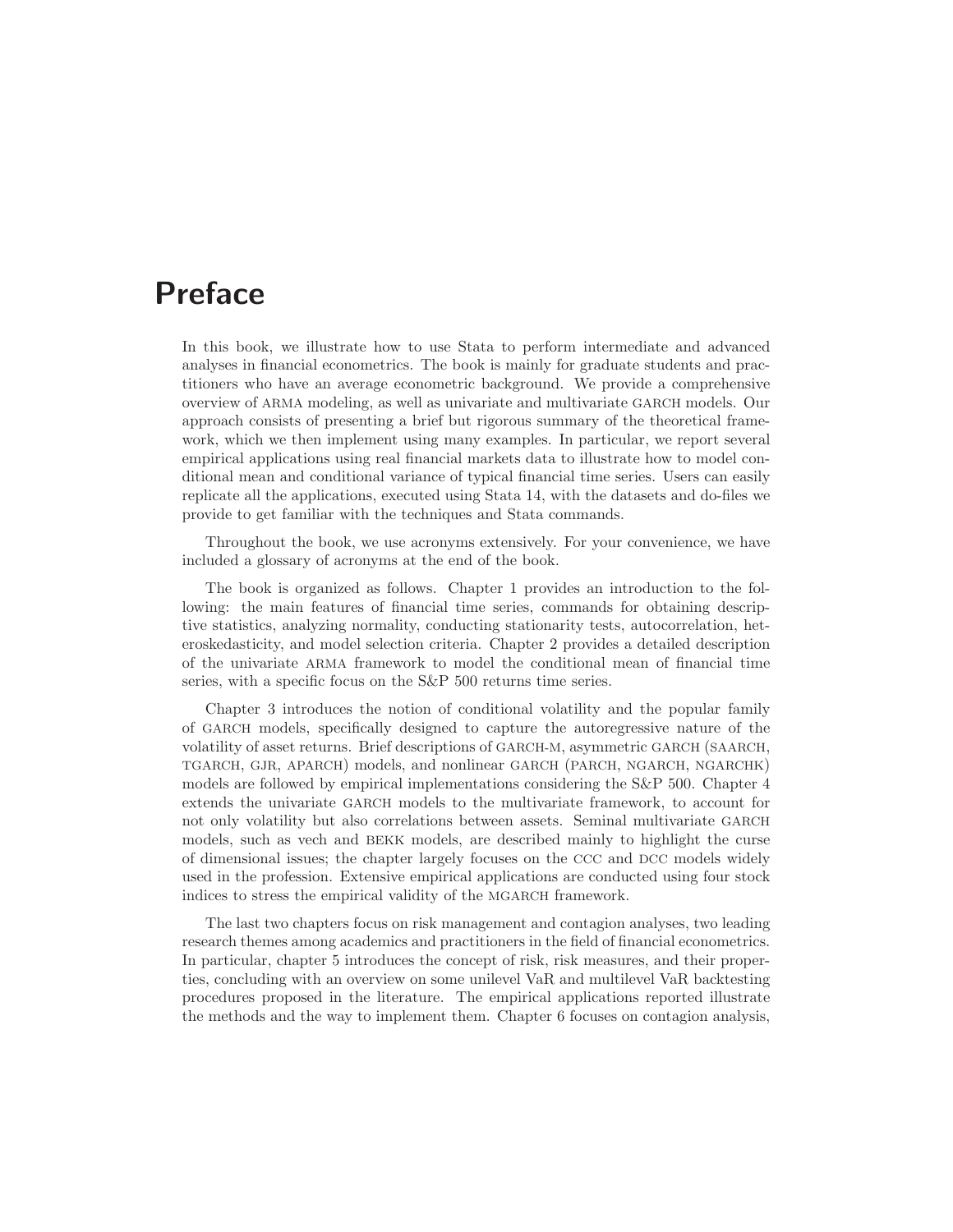# Preface

In this book, we illustrate how to use Stata to perform intermediate and advanced analyses in financial econometrics. The book is mainly for graduate students and practitioners who have an average econometric background. We provide a comprehensive overview of ARMA modeling, as well as univariate and multivariate GARCH models. Our approach consists of presenting a brief but rigorous summary of the theoretical framework, which we then implement using many examples. In particular, we report several empirical applications using real financial markets data to illustrate how to model conditional mean and conditional variance of typical financial time series. Users can easily replicate all the applications, executed using Stata 14, with the datasets and do-files we provide to get familiar with the techniques and Stata commands.

Throughout the book, we use acronyms extensively. For your convenience, we have included a glossary of acronyms at the end of the book.

The book is organized as follows. Chapter 1 provides an introduction to the following: the main features of financial time series, commands for obtaining descriptive statistics, analyzing normality, conducting stationarity tests, autocorrelation, heteroskedasticity, and model selection criteria. Chapter 2 provides a detailed description of the univariate ARMA framework to model the conditional mean of financial time series, with a specific focus on the S&P 500 returns time series.

Chapter 3 introduces the notion of conditional volatility and the popular family of GARCH models, specifically designed to capture the autoregressive nature of the volatility of asset returns. Brief descriptions of GARCH-M, asymmetric GARCH (SAARCH, TGARCH, GJR, APARCH) models, and nonlinear GARCH (PARCH, NGARCH, NGARCHK) models are followed by empirical implementations considering the S&P 500. Chapter 4 extends the univariate GARCH models to the multivariate framework, to account for not only volatility but also correlations between assets. Seminal multivariate GARCH models, such as vech and BEKK models, are described mainly to highlight the curse of dimensional issues; the chapter largely focuses on the CCC and DCC models widely used in the profession. Extensive empirical applications are conducted using four stock indices to stress the empirical validity of the MGARCH framework.

The last two chapters focus on risk management and contagion analyses, two leading research themes among academics and practitioners in the field of financial econometrics. In particular, chapter 5 introduces the concept of risk, risk measures, and their properties, concluding with an overview on some unilevel VaR and multilevel VaR backtesting procedures proposed in the literature. The empirical applications reported illustrate the methods and the way to implement them. Chapter 6 focuses on contagion analysis,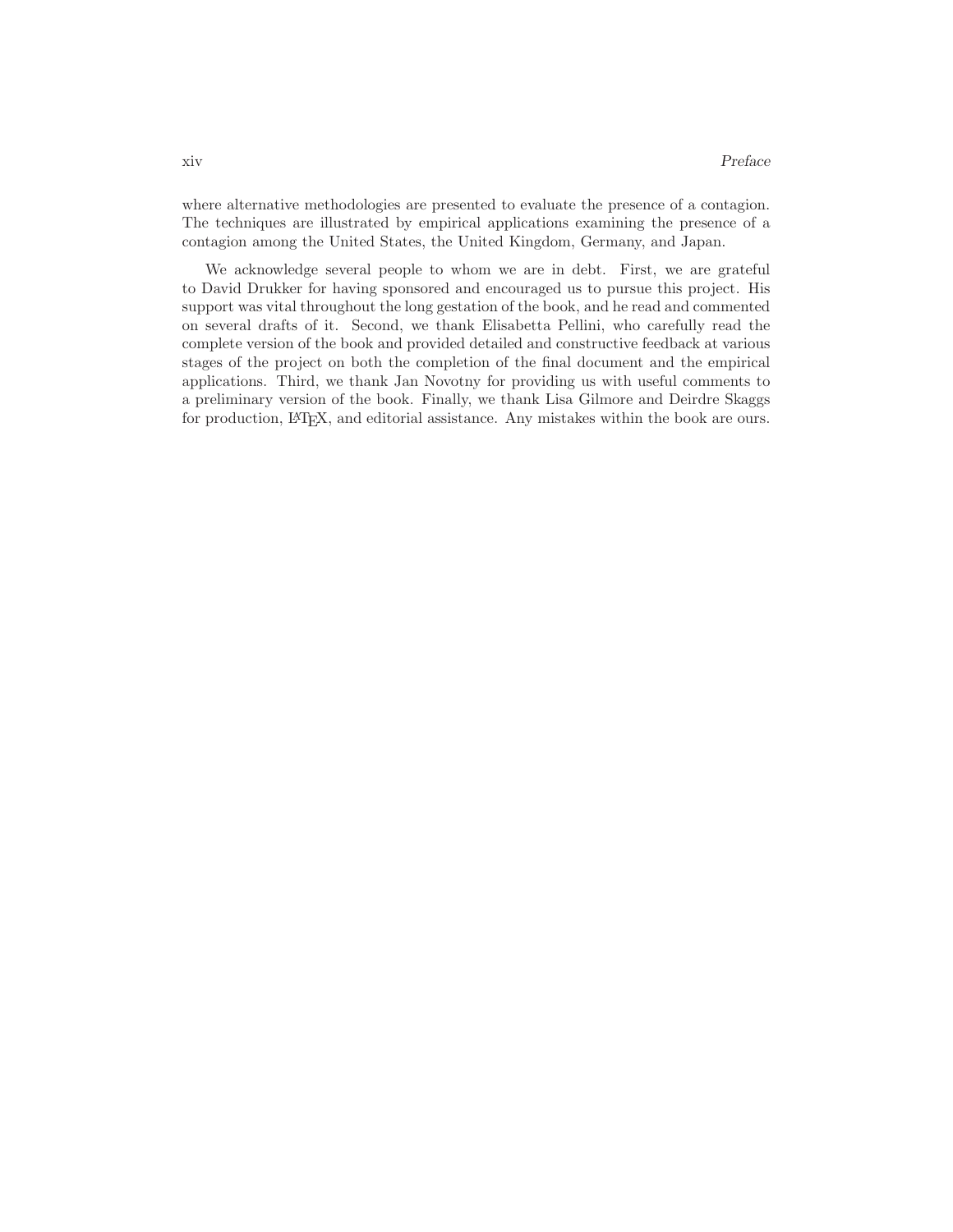where alternative methodologies are presented to evaluate the presence of a contagion. The techniques are illustrated by empirical applications examining the presence of a contagion among the United States, the United Kingdom, Germany, and Japan.

We acknowledge several people to whom we are in debt. First, we are grateful to David Drukker for having sponsored and encouraged us to pursue this project. His support was vital throughout the long gestation of the book, and he read and commented on several drafts of it. Second, we thank Elisabetta Pellini, who carefully read the complete version of the book and provided detailed and constructive feedback at various stages of the project on both the completion of the final document and the empirical applications. Third, we thank Jan Novotny for providing us with useful comments to a preliminary version of the book. Finally, we thank Lisa Gilmore and Deirdre Skaggs for production, LaTeX, and editorial assistance. Any mistakes within the book are ours.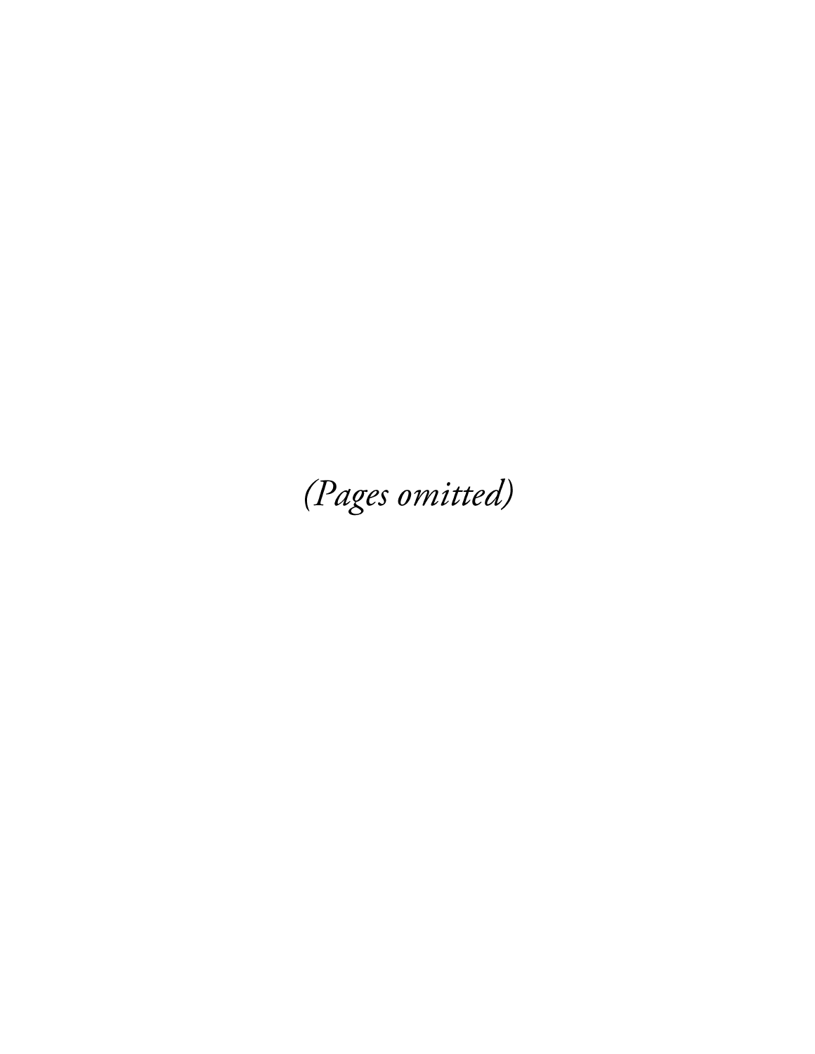*(Pages omitted)*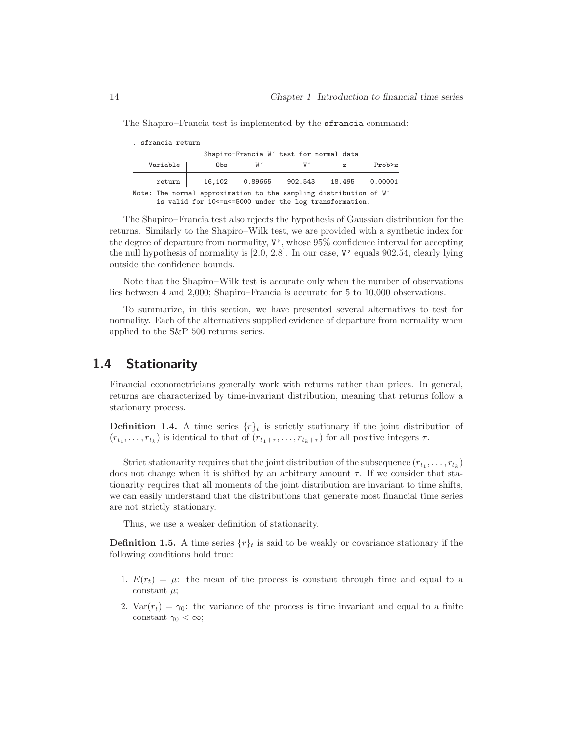The Shapiro–Francia test is implemented by the `sfrancia` command:

```
. sfrancia return
              Shapiro-Francia W´ test for normal data
    Variable |       Obs       W´          V´        z       Prob>z
-------------+------------------------------------------------------
      return |    16,102    0.89665    902.543    18.495    0.00001
Note: The normal approximation to the sampling distribution of W´
      is valid for 10<=n<=5000 under the log transformation.
```

The Shapiro–Francia test also rejects the hypothesis of Gaussian distribution for the returns. Similarly to the Shapiro–Wilk test, we are provided with a synthetic index for the degree of departure from normality, `V'`, whose 95% confidence interval for accepting the null hypothesis of normality is [2.0, 2.8]. In our case, `V'` equals 902.54, clearly lying outside the confidence bounds.

Note that the Shapiro–Wilk test is accurate only when the number of observations lies between 4 and 2,000; Shapiro–Francia is accurate for 5 to 10,000 observations.

To summarize, in this section, we have presented several alternatives to test for normality. Each of the alternatives supplied evidence of departure from normality when applied to the S&P 500 returns series.

## 1.4 Stationarity

Financial econometricians generally work with returns rather than prices. In general, returns are characterized by time-invariant distribution, meaning that returns follow a stationary process.

**Definition 1.4.** A time series $\{r\}_t$ is strictly stationary if the joint distribution of $(r_{t_1}, \ldots, r_{t_k})$ is identical to that of $(r_{t_1+\tau}, \ldots, r_{t_k+\tau})$ for all positive integers $\tau$.

Strict stationarity requires that the joint distribution of the subsequence $(r_{t_1}, \ldots, r_{t_k})$ does not change when it is shifted by an arbitrary amount $\tau$. If we consider that stationarity requires that all moments of the joint distribution are invariant to time shifts, we can easily understand that the distributions that generate most financial time series are not strictly stationary.

Thus, we use a weaker definition of stationarity.

**Definition 1.5.** A time series $\{r\}_t$ is said to be weakly or covariance stationary if the following conditions hold true:

1. $E(r_t) = \mu$: the mean of the process is constant through time and equal to a constant $\mu$;
2. $\text{Var}(r_t) = \gamma_0$: the variance of the process is time invariant and equal to a finite constant $\gamma_0 < \infty$;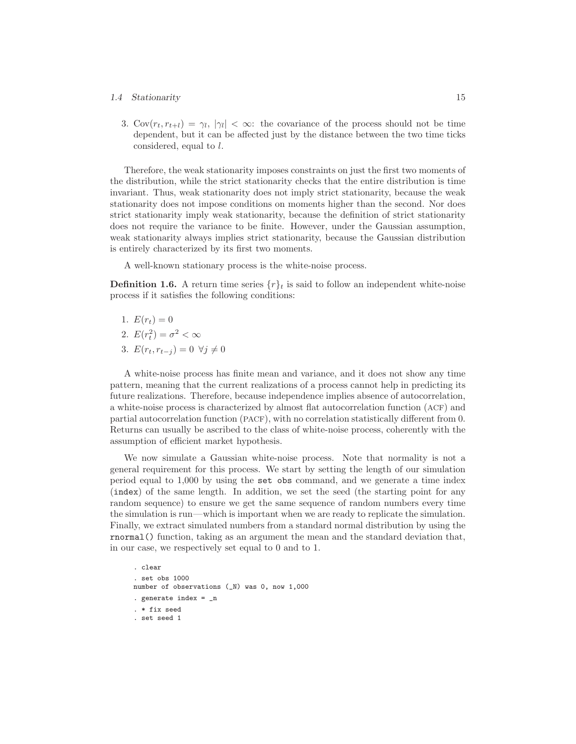3. $\text{Cov}(r_t, r_{t+l}) = \gamma_l$, $|\gamma_l| < \infty$: the covariance of the process should not be time dependent, but it can be affected just by the distance between the two time ticks considered, equal to $l$.

Therefore, the weak stationarity imposes constraints on just the first two moments of the distribution, while the strict stationarity checks that the entire distribution is time invariant. Thus, weak stationarity does not imply strict stationarity, because the weak stationarity does not impose conditions on moments higher than the second. Nor does strict stationarity imply weak stationarity, because the definition of strict stationarity does not require the variance to be finite. However, under the Gaussian assumption, weak stationarity always implies strict stationarity, because the Gaussian distribution is entirely characterized by its first two moments.

A well-known stationary process is the white-noise process.

**Definition 1.6.** A return time series $\{r\}_t$ is said to follow an independent white-noise process if it satisfies the following conditions:

1. $E(r_t) = 0$
2. $E(r_t^2) = \sigma^2 < \infty$
3. $E(r_t, r_{t-j}) = 0 \ \forall j \neq 0$

A white-noise process has finite mean and variance, and it does not show any time pattern, meaning that the current realizations of a process cannot help in predicting its future realizations. Therefore, because independence implies absence of autocorrelation, a white-noise process is characterized by almost flat autocorrelation function (ACF) and partial autocorrelation function (PACF), with no correlation statistically different from 0. Returns can usually be ascribed to the class of white-noise process, coherently with the assumption of efficient market hypothesis.

We now simulate a Gaussian white-noise process. Note that normality is not a general requirement for this process. We start by setting the length of our simulation period equal to 1,000 by using the `set obs` command, and we generate a time index (`index`) of the same length. In addition, we set the seed (the starting point for any random sequence) to ensure we get the same sequence of random numbers every time the simulation is run—which is important when we are ready to replicate the simulation. Finally, we extract simulated numbers from a standard normal distribution by using the `rnormal()` function, taking as an argument the mean and the standard deviation that, in our case, we respectively set equal to 0 and to 1.

```
. clear
. set obs 1000
number of observations (_N) was 0, now 1,000
. generate index = _n
. * fix seed
. set seed 1
```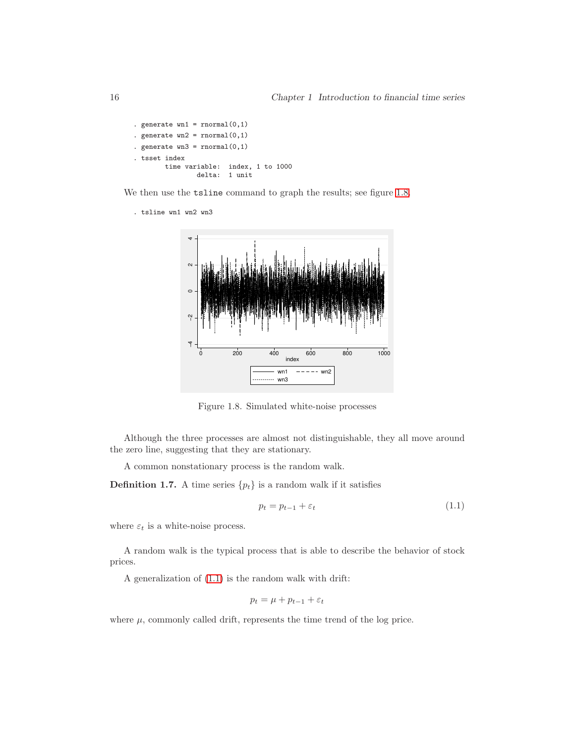```
. generate wn1 = rnormal(0,1)
. generate wn2 = rnormal(0,1)
. generate wn3 = rnormal(0,1)
. tsset index
        time variable:  index, 1 to 1000
                delta:  1 unit
```

We then use the `tsline` command to graph the results; see figure 1.8.

```
. tsline wn1 wn2 wn3
```

Figure 1.8. Simulated white-noise processes

Although the three processes are almost not distinguishable, they all move around the zero line, suggesting that they are stationary.

A common nonstationary process is the random walk.

**Definition 1.7.** A time series $\{p_t\}$ is a random walk if it satisfies

$$p_t = p_{t-1} + \varepsilon_t \tag{1.1}$$

where $\varepsilon_t$ is a white-noise process.

A random walk is the typical process that is able to describe the behavior of stock prices.

A generalization of (1.1) is the random walk with drift:

$$p_t = \mu + p_{t-1} + \varepsilon_t$$

where $\mu$, commonly called drift, represents the time trend of the log price.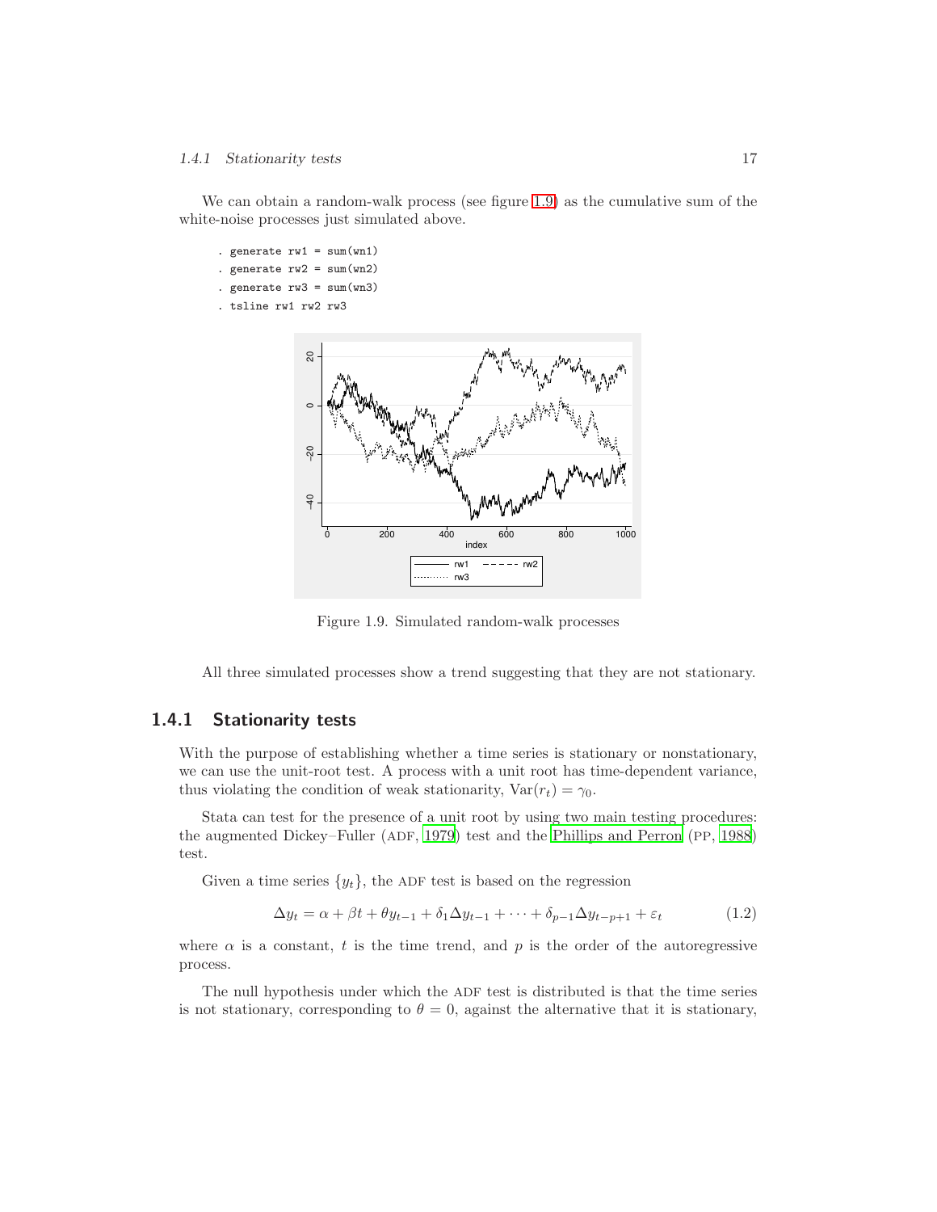We can obtain a random-walk process (see figure 1.9) as the cumulative sum of the white-noise processes just simulated above.

```
. generate rw1 = sum(wn1)
. generate rw2 = sum(wn2)
. generate rw3 = sum(wn3)
. tsline rw1 rw2 rw3
```

Figure 1.9. Simulated random-walk processes

All three simulated processes show a trend suggesting that they are not stationary.

## 1.4.1 Stationarity tests

With the purpose of establishing whether a time series is stationary or nonstationary, we can use the unit-root test. A process with a unit root has time-dependent variance, thus violating the condition of weak stationarity, $\text{Var}(r_t) = \gamma_0$.

Stata can test for the presence of a unit root by using two main testing procedures: the augmented Dickey–Fuller (ADF, 1979) test and the Phillips and Perron (PP, 1988) test.

Given a time series $\{y_t\}$, the ADF test is based on the regression

$$\Delta y_t = \alpha + \beta t + \theta y_{t-1} + \delta_1 \Delta y_{t-1} + \cdots + \delta_{p-1} \Delta y_{t-p+1} + \varepsilon_t \tag{1.2}$$

where $\alpha$ is a constant, $t$ is the time trend, and $p$ is the order of the autoregressive process.

The null hypothesis under which the ADF test is distributed is that the time series is not stationary, corresponding to $\theta = 0$, against the alternative that it is stationary,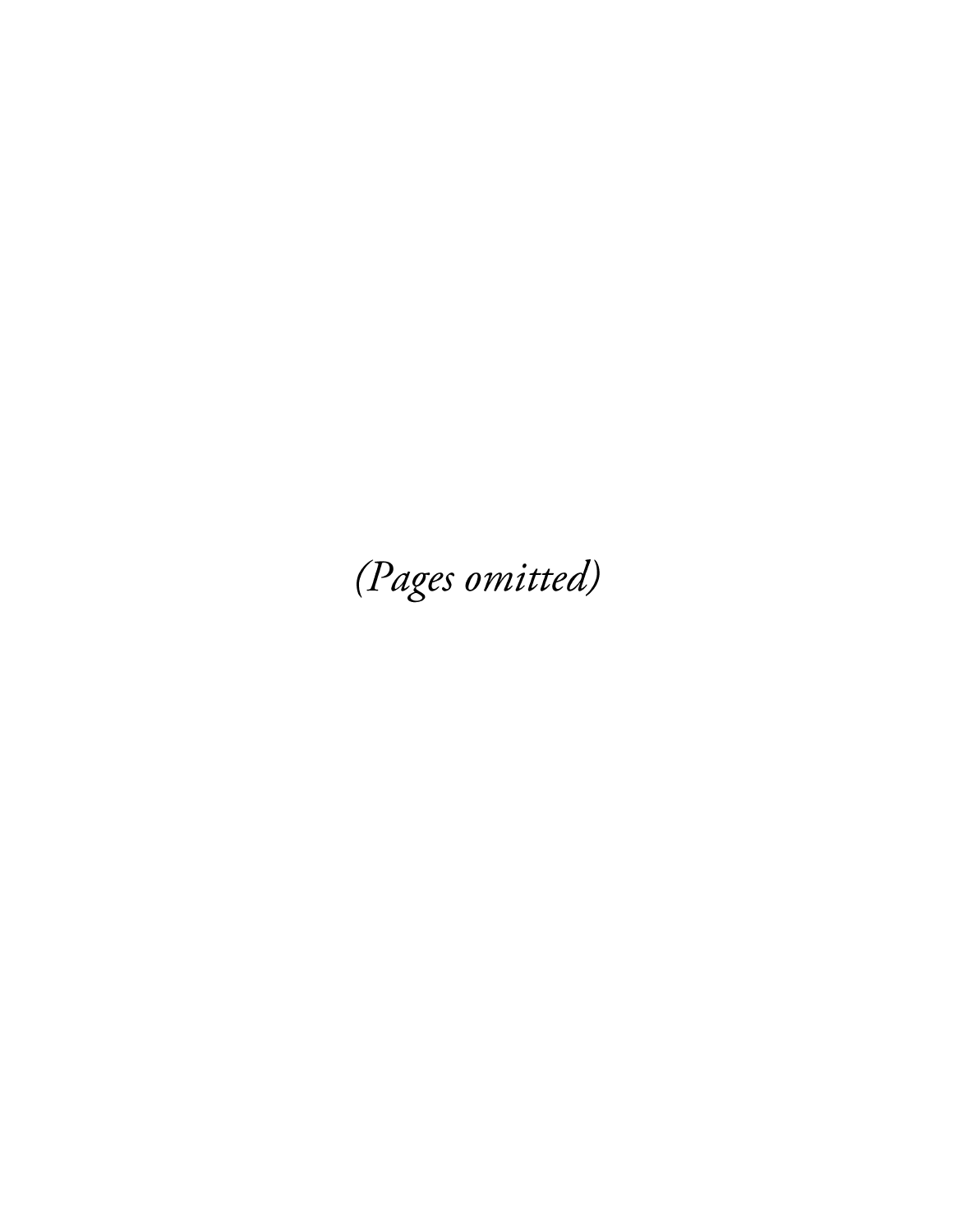*(Pages omitted)*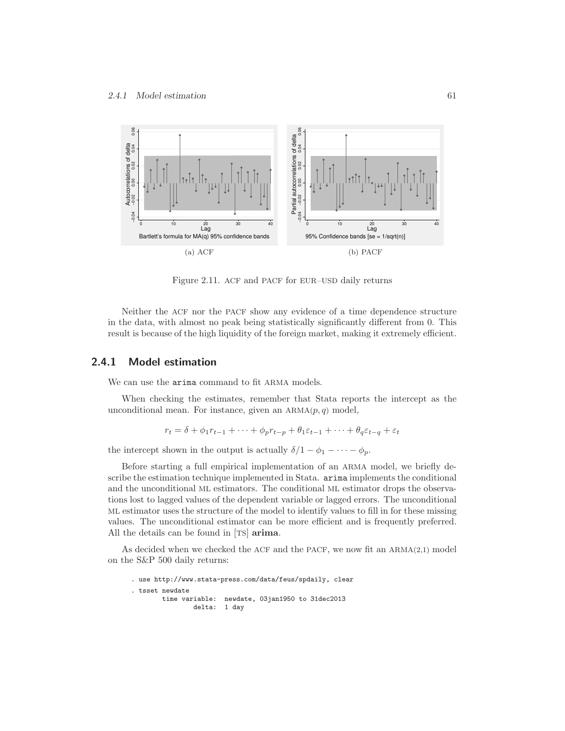(a) ACF

(b) PACF

Figure 2.11. ACF and PACF for EUR–USD daily returns

Neither the ACF nor the PACF show any evidence of a time dependence structure in the data, with almost no peak being statistically significantly different from 0. This result is because of the high liquidity of the foreign market, making it extremely efficient.

## 2.4.1 Model estimation

We can use the `arima` command to fit ARMA models.

When checking the estimates, remember that Stata reports the intercept as the unconditional mean. For instance, given an ARMA$(p, q)$ model,

$$r_t = \delta + \phi_1 r_{t-1} + \cdots + \phi_p r_{t-p} + \theta_1 \varepsilon_{t-1} + \cdots + \theta_q \varepsilon_{t-q} + \varepsilon_t$$

the intercept shown in the output is actually $\delta/1 - \phi_1 - \cdots - \phi_p$.

Before starting a full empirical implementation of an ARMA model, we briefly describe the estimation technique implemented in Stata. `arima` implements the conditional and the unconditional ML estimators. The conditional ML estimator drops the observations lost to lagged values of the dependent variable or lagged errors. The unconditional ML estimator uses the structure of the model to identify values to fill in for these missing values. The unconditional estimator can be more efficient and is frequently preferred. All the details can be found in [TS] **arima**.

As decided when we checked the ACF and the PACF, we now fit an ARMA(2,1) model on the S&P 500 daily returns:

```
. use http://www.stata-press.com/data/feus/spdaily, clear
. tsset newdate
        time variable:  newdate, 03jan1950 to 31dec2013
                delta:  1 day
```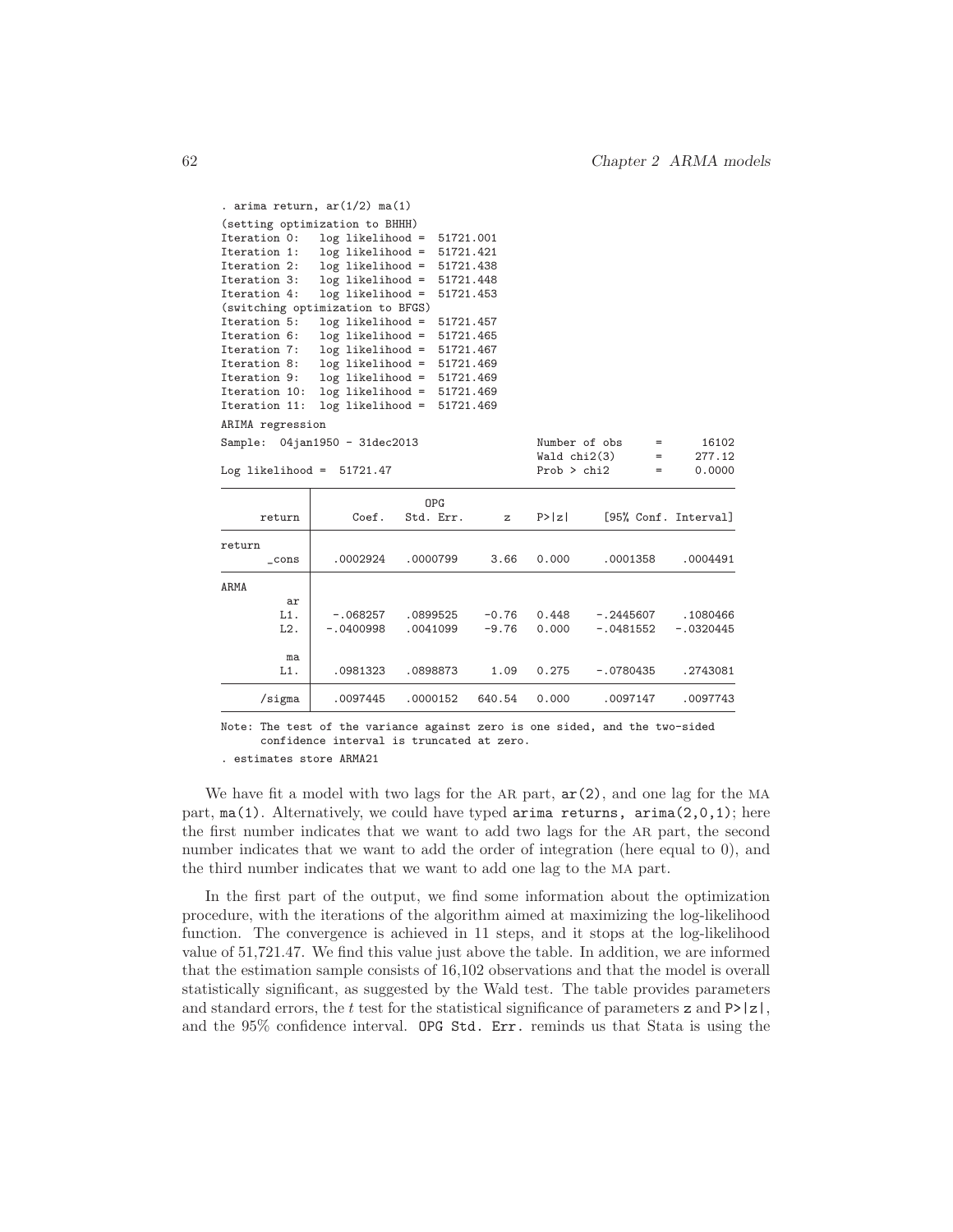```
. arima return, ar(1/2) ma(1)
(setting optimization to BHHH)
Iteration 0:   log likelihood =  51721.001
Iteration 1:   log likelihood =  51721.421
Iteration 2:   log likelihood =  51721.438
Iteration 3:   log likelihood =  51721.448
Iteration 4:   log likelihood =  51721.453
(switching optimization to BFGS)
Iteration 5:   log likelihood =  51721.457
Iteration 6:   log likelihood =  51721.465
Iteration 7:   log likelihood =  51721.467
Iteration 8:   log likelihood =  51721.469
Iteration 9:   log likelihood =  51721.469
Iteration 10:  log likelihood =  51721.469
Iteration 11:  log likelihood =  51721.469
ARIMA regression
Sample:  04jan1950 - 31dec2013                  Number of obs     =      16102
                                                Wald chi2(3)      =     277.12
Log likelihood =  51721.47                      Prob > chi2       =     0.0000

------------------------------------------------------------------------------
             |                 OPG
      return |      Coef.   Std. Err.      z    P>|z|     [95% Conf. Interval]
-------------+----------------------------------------------------------------
return       |
       _cons |   .0002924   .0000799     3.66   0.000     .0001358    .0004491
-------------+----------------------------------------------------------------
ARMA         |
          ar |
         L1. |   -.068257   .0899525    -0.76   0.448    -.2445607    .1080466
         L2. |  -.0400998   .0041099    -9.76   0.000    -.0481552   -.0320445
             |
          ma |
         L1. |   .0981323   .0898873     1.09   0.275    -.0780435    .2743081
-------------+----------------------------------------------------------------
      /sigma |   .0097445   .0000152   640.54   0.000     .0097147    .0097743
------------------------------------------------------------------------------
Note: The test of the variance against zero is one sided, and the two-sided
      confidence interval is truncated at zero.
. estimates store ARMA21
```

We have fit a model with two lags for the AR part, `ar(2)`, and one lag for the MA part, `ma(1)`. Alternatively, we could have typed `arima returns, arima(2,0,1)`; here the first number indicates that we want to add two lags for the AR part, the second number indicates that we want to add the order of integration (here equal to 0), and the third number indicates that we want to add one lag to the MA part.

In the first part of the output, we find some information about the optimization procedure, with the iterations of the algorithm aimed at maximizing the log-likelihood function. The convergence is achieved in 11 steps, and it stops at the log-likelihood value of 51,721.47. We find this value just above the table. In addition, we are informed that the estimation sample consists of 16,102 observations and that the model is overall statistically significant, as suggested by the Wald test. The table provides parameters and standard errors, the $t$ test for the statistical significance of parameters `z` and `P>|z|`, and the 95% confidence interval. `OPG Std. Err.` reminds us that Stata is using the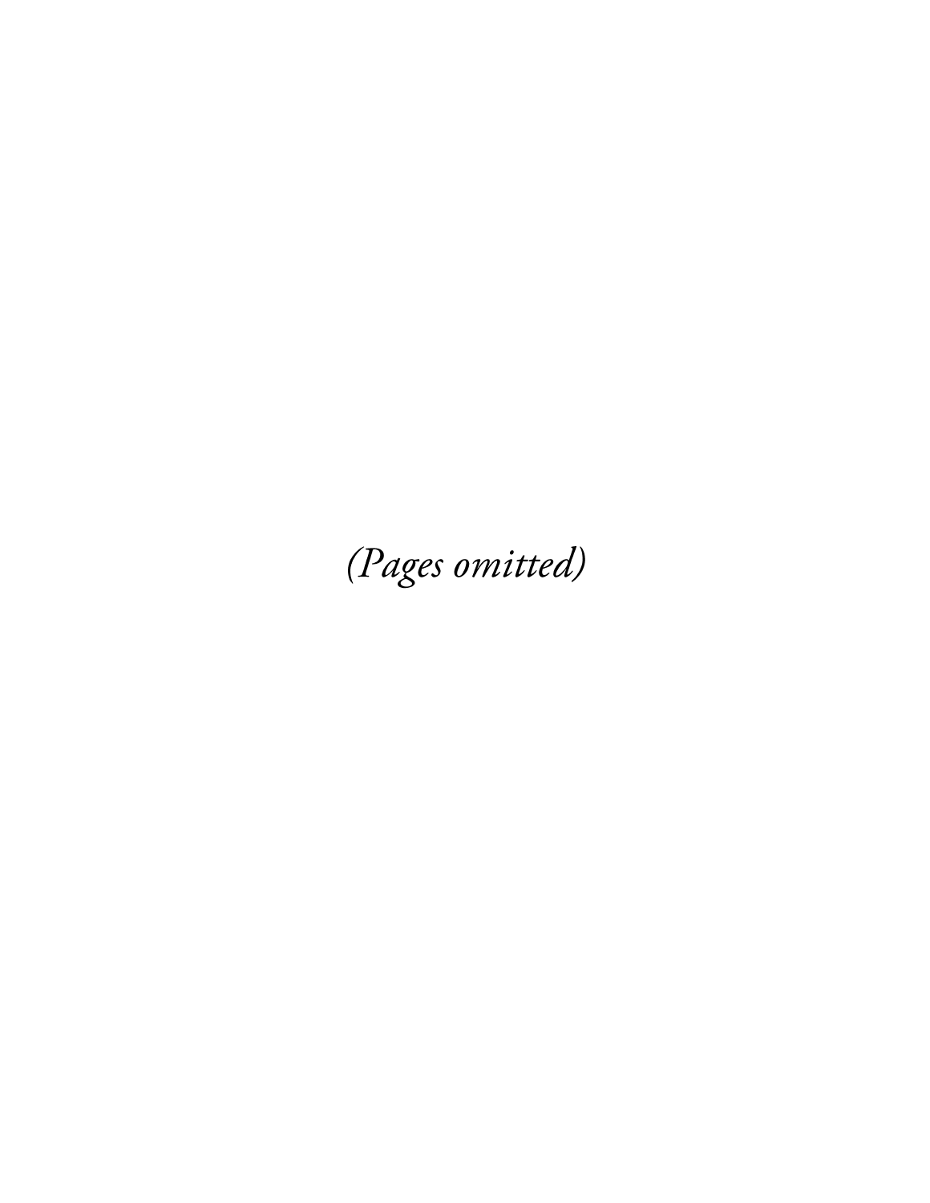*(Pages omitted)*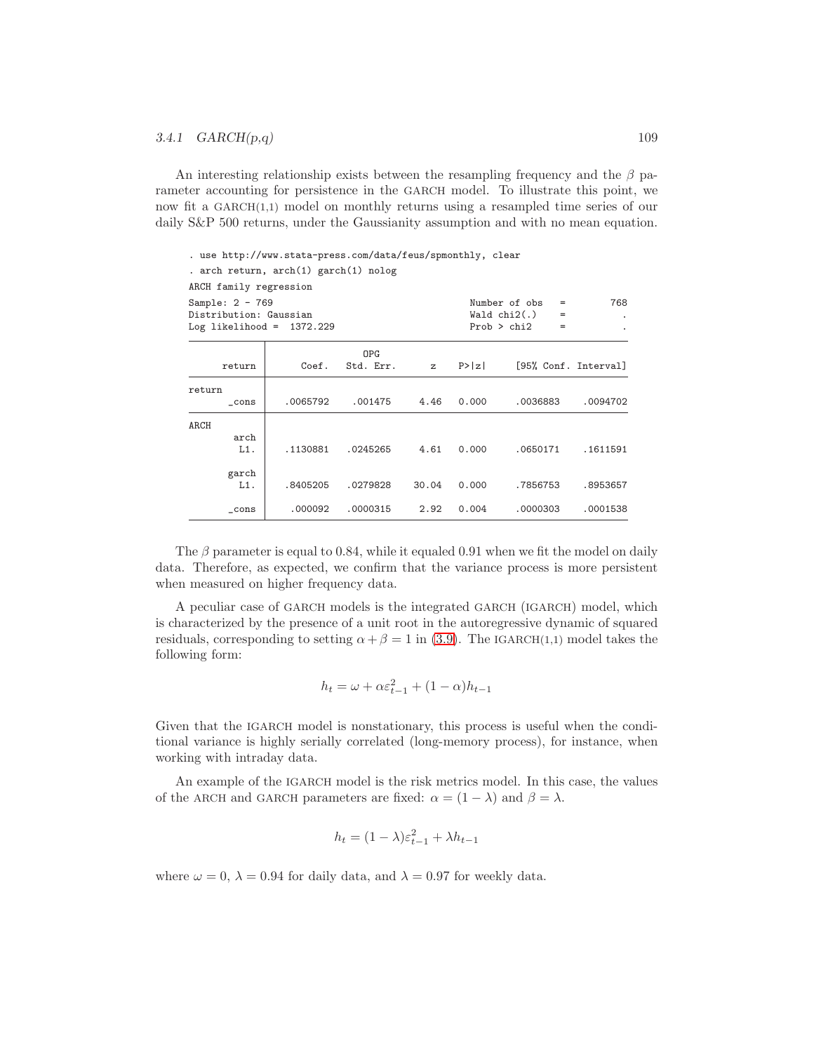An interesting relationship exists between the resampling frequency and the $\beta$ parameter accounting for persistence in the GARCH model. To illustrate this point, we now fit a GARCH(1,1) model on monthly returns using a resampled time series of our daily S&P 500 returns, under the Gaussianity assumption and with no mean equation.

```
. use http://www.stata-press.com/data/feus/spmonthly, clear
. arch return, arch(1) garch(1) nolog
ARCH family regression

Sample: 2 - 769                                 Number of obs     =        768
Distribution: Gaussian                          Wald chi2(.)      =          .
Log likelihood =  1372.229                      Prob > chi2       =          .

------------------------------------------------------------------------------
             |                 OPG
      return |      Coef.   Std. Err.      z    P>|z|     [95% Conf. Interval]
-------------+----------------------------------------------------------------
return       |
       _cons |   .0065792    .001475     4.46   0.000     .0036883    .0094702
-------------+----------------------------------------------------------------
ARCH         |
        arch |
         L1. |   .1130881   .0245265     4.61   0.000     .0650171    .1611591
             |
       garch |
         L1. |   .8405205   .0279828    30.04   0.000     .7856753    .8953657
             |
       _cons |    .000092   .0000315     2.92   0.004     .0000303    .0001538
------------------------------------------------------------------------------
```

The $\beta$ parameter is equal to 0.84, while it equaled 0.91 when we fit the model on daily data. Therefore, as expected, we confirm that the variance process is more persistent when measured on higher frequency data.

A peculiar case of GARCH models is the integrated GARCH (IGARCH) model, which is characterized by the presence of a unit root in the autoregressive dynamic of squared residuals, corresponding to setting $\alpha + \beta = 1$ in (3.9). The IGARCH(1,1) model takes the following form:

$$h_t = \omega + \alpha\varepsilon_{t-1}^2 + (1-\alpha)h_{t-1}$$

Given that the IGARCH model is nonstationary, this process is useful when the conditional variance is highly serially correlated (long-memory process), for instance, when working with intraday data.

An example of the IGARCH model is the risk metrics model. In this case, the values of the ARCH and GARCH parameters are fixed: $\alpha = (1-\lambda)$ and $\beta = \lambda$.

$$h_t = (1-\lambda)\varepsilon_{t-1}^2 + \lambda h_{t-1}$$

where $\omega = 0$, $\lambda = 0.94$ for daily data, and $\lambda = 0.97$ for weekly data.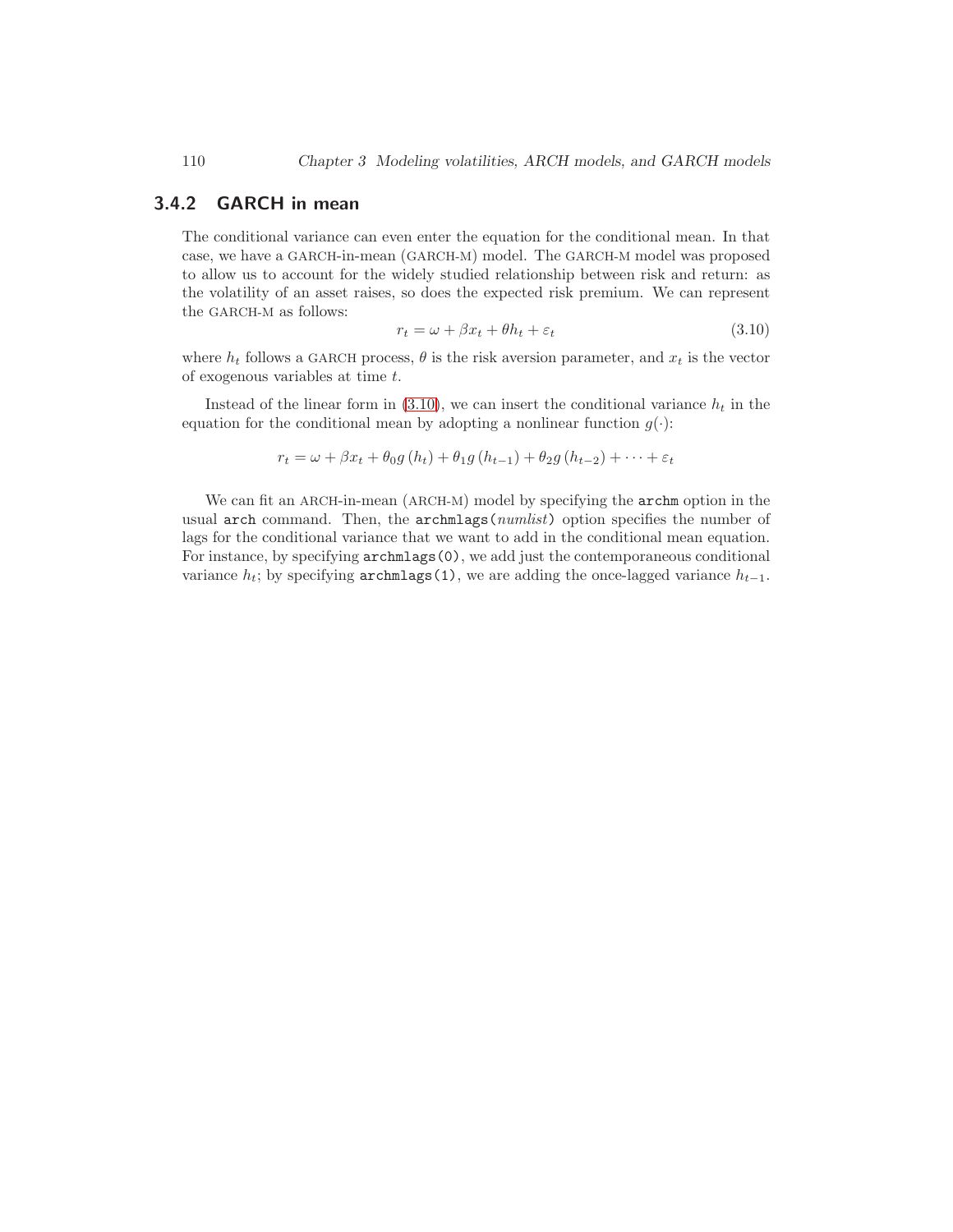### 3.4.2 GARCH in mean

The conditional variance can even enter the equation for the conditional mean. In that case, we have a GARCH-in-mean (GARCH-M) model. The GARCH-M model was proposed to allow us to account for the widely studied relationship between risk and return: as the volatility of an asset raises, so does the expected risk premium. We can represent the GARCH-M as follows:

$$r_t = \omega + \beta x_t + \theta h_t + \varepsilon_t \tag{3.10}$$

where $h_t$ follows a GARCH process, $\theta$ is the risk aversion parameter, and $x_t$ is the vector of exogenous variables at time $t$.

Instead of the linear form in (3.10), we can insert the conditional variance $h_t$ in the equation for the conditional mean by adopting a nonlinear function $g(\cdot)$:

$$r_t = \omega + \beta x_t + \theta_0 g(h_t) + \theta_1 g(h_{t-1}) + \theta_2 g(h_{t-2}) + \cdots + \varepsilon_t$$

We can fit an ARCH-in-mean (ARCH-M) model by specifying the `archm` option in the usual `arch` command. Then, the `archmlags(`*numlist*`)` option specifies the number of lags for the conditional variance that we want to add in the conditional mean equation. For instance, by specifying `archmlags(0)`, we add just the contemporaneous conditional variance $h_t$; by specifying `archmlags(1)`, we are adding the once-lagged variance $h_{t-1}$.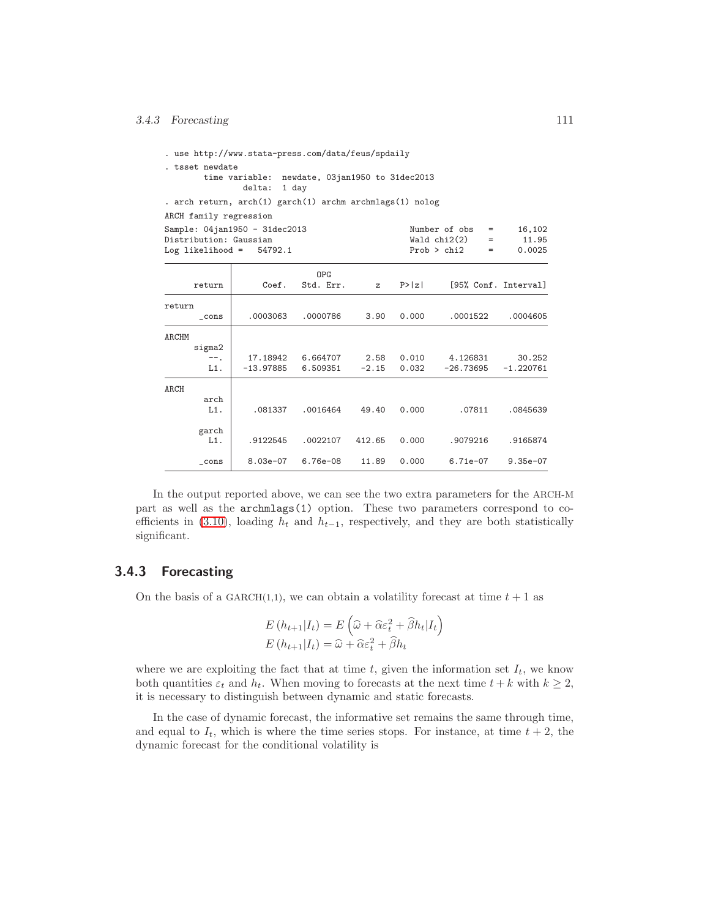```
. use http://www.stata-press.com/data/feus/spdaily
. tsset newdate
        time variable:  newdate, 03jan1950 to 31dec2013
                delta:  1 day
. arch return, arch(1) garch(1) archm archmlags(1) nolog
ARCH family regression
Sample: 04jan1950 - 31dec2013                   Number of obs     =     16,102
Distribution: Gaussian                          Wald chi2(2)      =      11.95
Log likelihood =   54792.1                      Prob > chi2       =     0.0025

------------------------------------------------------------------------------
             |                 OPG
      return |      Coef.   Std. Err.      z    P>|z|     [95% Conf. Interval]
-------------+----------------------------------------------------------------
return       |
       _cons |   .0003063   .0000786     3.90   0.000     .0001522    .0004605
-------------+----------------------------------------------------------------
ARCHM        |
      sigma2 |
         --. |   17.18942   6.664707     2.58   0.010     4.126831      30.252
         L1. |  -13.97885   6.509351    -2.15   0.032    -26.73695   -1.220761
-------------+----------------------------------------------------------------
ARCH         |
        arch |
         L1. |    .081337   .0016464    49.40   0.000       .07811    .0845639
             |
       garch |
         L1. |   .9122545   .0022107   412.65   0.000     .9079216    .9165874
             |
       _cons |   8.03e-07   6.76e-08    11.89   0.000     6.71e-07    9.35e-07
------------------------------------------------------------------------------
```

In the output reported above, we can see the two extra parameters for the ARCH-M part as well as the `archmlags(1)` option. These two parameters correspond to coefficients in (3.10), loading $h_t$ and $h_{t-1}$, respectively, and they are both statistically significant.

### 3.4.3 Forecasting

On the basis of a GARCH(1,1), we can obtain a volatility forecast at time $t+1$ as

$$E\left(h_{t+1}|I_t\right) = E\left(\widehat{\omega} + \widehat{\alpha}\varepsilon_t^2 + \widehat{\beta}h_t|I_t\right)$$
$$E\left(h_{t+1}|I_t\right) = \widehat{\omega} + \widehat{\alpha}\varepsilon_t^2 + \widehat{\beta}h_t$$

where we are exploiting the fact that at time $t$, given the information set $I_t$, we know both quantities $\varepsilon_t$ and $h_t$. When moving to forecasts at the next time $t+k$ with $k \geq 2$, it is necessary to distinguish between dynamic and static forecasts.

In the case of dynamic forecast, the informative set remains the same through time, and equal to $I_t$, which is where the time series stops. For instance, at time $t+2$, the dynamic forecast for the conditional volatility is